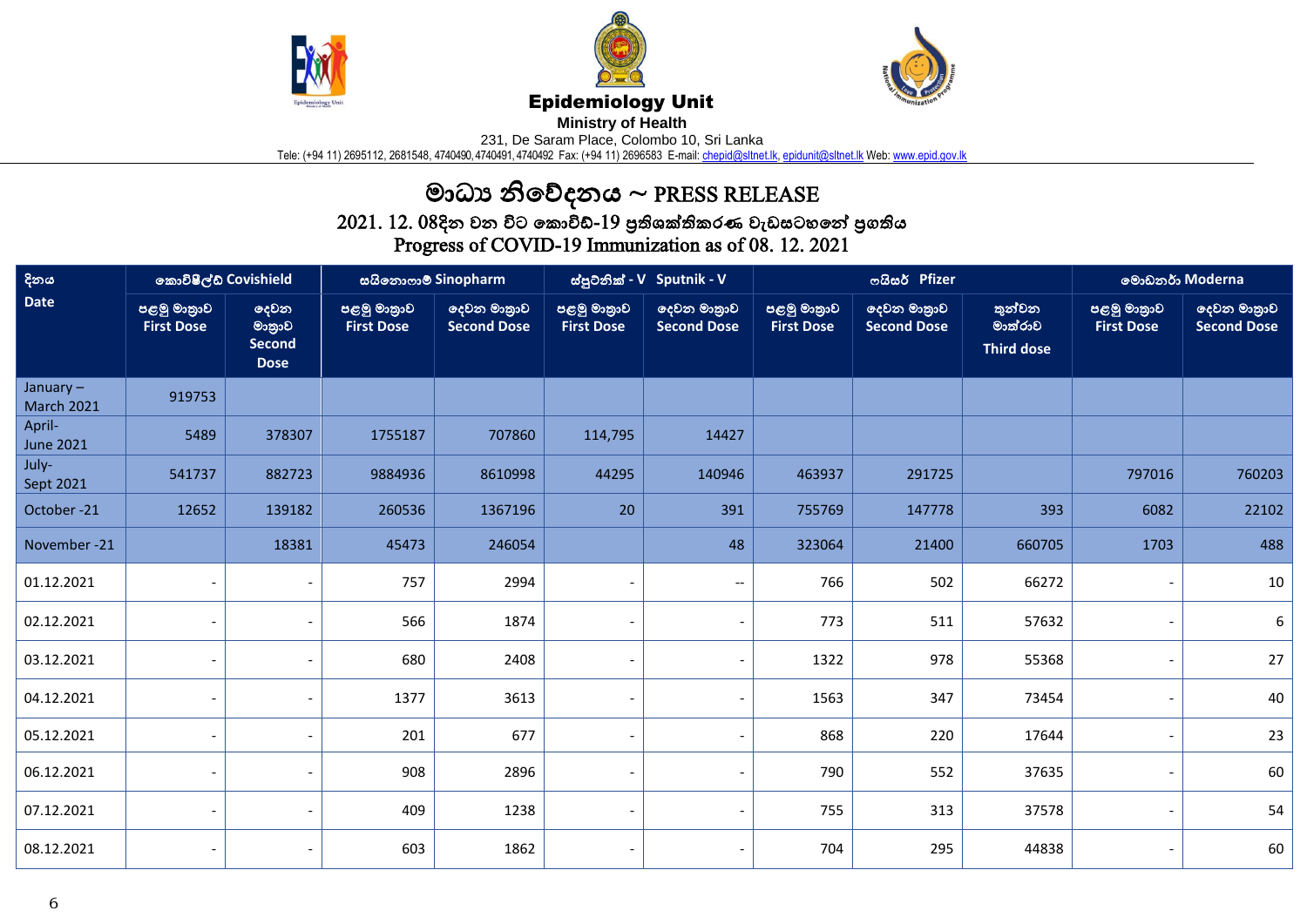**Epidemiology Unit**

**Ministry of Health**

231, De Saram Place, Colombo 10, Sri Lanka

Tele: (+94 11) 2695112, 2681548, 4740490, 4740491, 4740492 Fax: (+94 11) 2696583 E-mail: chepid@sltnet.lk, epidunit@sltnet.lk Web: www.epid.gov.lk

# මාධ්‍ය නිවේදනය ~ PRESS RELEASE

## 2021. 12. 08දින වන විට කොවිඩ්-19 ප්‍රතිශක්තිකරණ වැඩසටහනේ ප්‍රගතිය
## Progress of COVID-19 Immunization as of 08. 12. 2021

| දිනය Date | කොවිෂීල්ඩ් Covishield | | සයිනොෆාම් Sinopharm | | ස්පුට්නික් - V Sputnik - V | | ෆයිසර් Pfizer | | | මොඩනර් Moderna | |
|---|---|---|---|---|---|---|---|---|---|---|---|
| | පළමු මාත්‍රාව First Dose | දෙවන මාත්‍රාව Second Dose | පළමු මාත්‍රාව First Dose | දෙවන මාත්‍රාව Second Dose | පළමු මාත්‍රාව First Dose | දෙවන මාත්‍රාව Second Dose | පළමු මාත්‍රාව First Dose | දෙවන මාත්‍රාව Second Dose | තුන්වන මාත්‍රාව Third dose | පළමු මාත්‍රාව First Dose | දෙවන මාත්‍රාව Second Dose |
| January – March 2021 | 919753 | | | | | | | | | | |
| April- June 2021 | 5489 | 378307 | 1755187 | 707860 | 114,795 | 14427 | | | | | |
| July- Sept 2021 | 541737 | 882723 | 9884936 | 8610998 | 44295 | 140946 | 463937 | 291725 | | 797016 | 760203 |
| October -21 | 12652 | 139182 | 260536 | 1367196 | 20 | 391 | 755769 | 147778 | 393 | 6082 | 22102 |
| November -21 | | 18381 | 45473 | 246054 | | 48 | 323064 | 21400 | 660705 | 1703 | 488 |
| 01.12.2021 | - | - | 757 | 2994 | - | -- | 766 | 502 | 66272 | - | 10 |
| 02.12.2021 | - | - | 566 | 1874 | - | - | 773 | 511 | 57632 | - | 6 |
| 03.12.2021 | - | - | 680 | 2408 | - | - | 1322 | 978 | 55368 | - | 27 |
| 04.12.2021 | - | - | 1377 | 3613 | - | - | 1563 | 347 | 73454 | - | 40 |
| 05.12.2021 | - | - | 201 | 677 | - | - | 868 | 220 | 17644 | - | 23 |
| 06.12.2021 | - | - | 908 | 2896 | - | - | 790 | 552 | 37635 | - | 60 |
| 07.12.2021 | - | - | 409 | 1238 | - | - | 755 | 313 | 37578 | - | 54 |
| 08.12.2021 | - | - | 603 | 1862 | - | - | 704 | 295 | 44838 | - | 60 |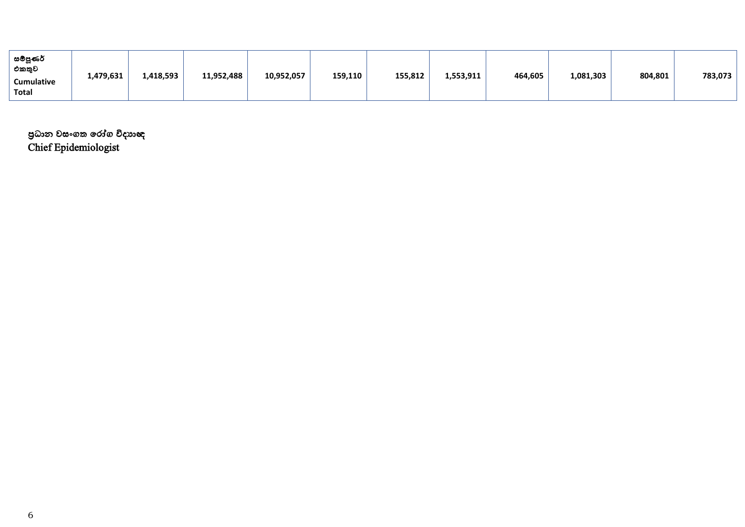| | | | | | | | | | | | |
|---|---|---|---|---|---|---|---|---|---|---|---|
| **සම්පූර්ණ එකතුව Cumulative Total** | **1,479,631** | **1,418,593** | **11,952,488** | **10,952,057** | **159,110** | **155,812** | **1,553,911** | **464,605** | **1,081,303** | **804,801** | **783,073** |

ප්‍රධාන වසංගත රෝග විද්‍යාඥ
Chief Epidemiologist